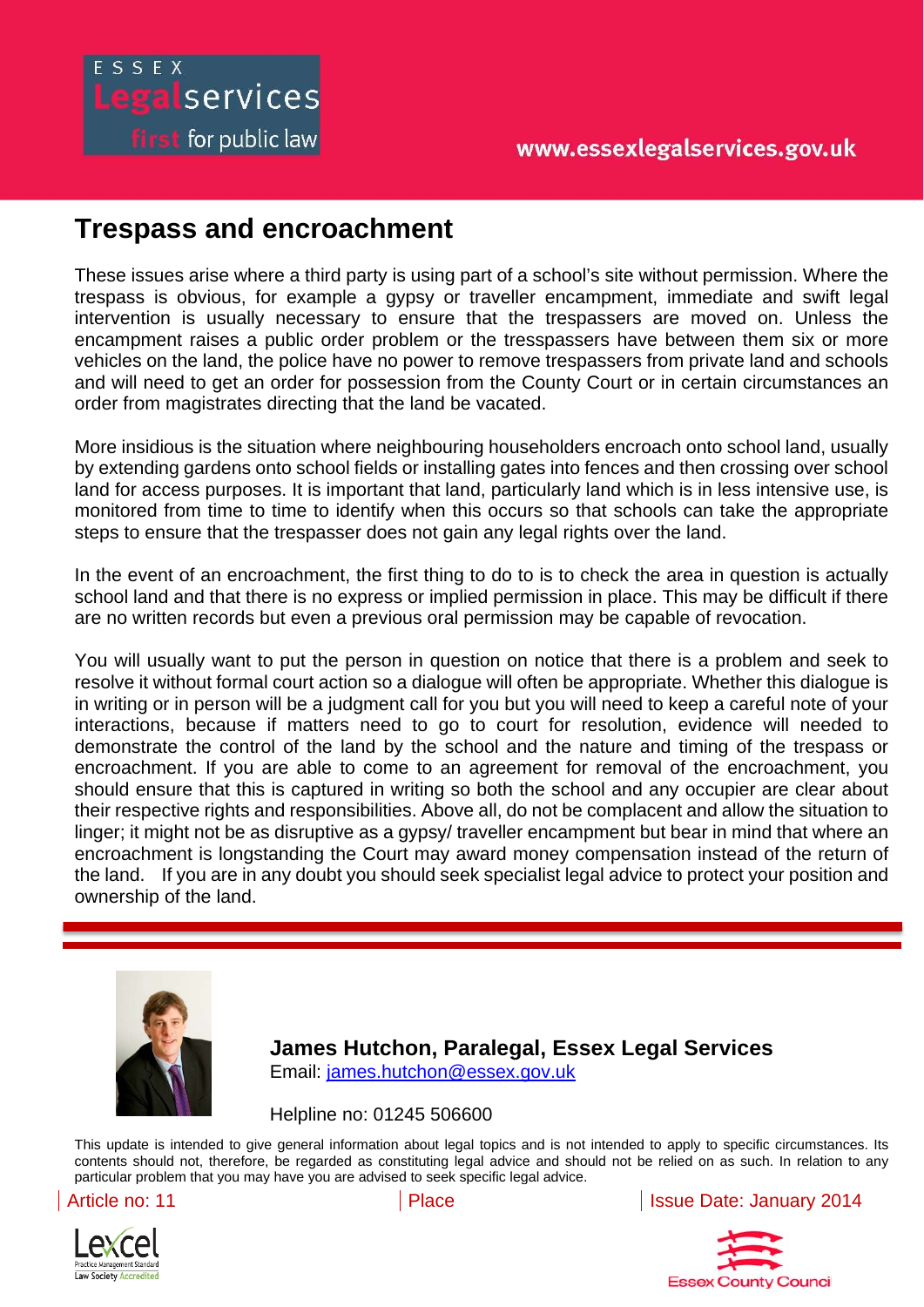ESSEX Legalservices first for public law

www.essexlegalservices.gov.uk

# Trespass and encroachment

These issues arise where a third party is using part of a school's site without permission. Where the trespass is obvious, for example a gypsy or traveller encampment, immediate and swift legal intervention is usually necessary to ensure that the trespassers are moved on. Unless the encampment raises a public order problem or the tresspassers have between them six or more vehicles on the land, the police have no power to remove trespassers from private land and schools and will need to get an order for possession from the County Court or in certain circumstances an order from magistrates directing that the land be vacated.

More insidious is the situation where neighbouring householders encroach onto school land, usually by extending gardens onto school fields or installing gates into fences and then crossing over school land for access purposes. It is important that land, particularly land which is in less intensive use, is monitored from time to time to identify when this occurs so that schools can take the appropriate steps to ensure that the trespasser does not gain any legal rights over the land.

In the event of an encroachment, the first thing to do to is to check the area in question is actually school land and that there is no express or implied permission in place. This may be difficult if there are no written records but even a previous oral permission may be capable of revocation.

You will usually want to put the person in question on notice that there is a problem and seek to resolve it without formal court action so a dialogue will often be appropriate. Whether this dialogue is in writing or in person will be a judgment call for you but you will need to keep a careful note of your interactions, because if matters need to go to court for resolution, evidence will needed to demonstrate the control of the land by the school and the nature and timing of the trespass or encroachment. If you are able to come to an agreement for removal of the encroachment, you should ensure that this is captured in writing so both the school and any occupier are clear about their respective rights and responsibilities. Above all, do not be complacent and allow the situation to linger; it might not be as disruptive as a gypsy/ traveller encampment but bear in mind that where an encroachment is longstanding the Court may award money compensation instead of the return of the land. If you are in any doubt you should seek specialist legal advice to protect your position and ownership of the land.

---

**James Hutchon, Paralegal, Essex Legal Services**
Email: james.hutchon@essex.gov.uk

Helpline no: 01245 506600

This update is intended to give general information about legal topics and is not intended to apply to specific circumstances. Its contents should not, therefore, be regarded as constituting legal advice and should not be relied on as such. In relation to any particular problem that you may have you are advised to seek specific legal advice.

| Article no: 11 | Place | Issue Date: January 2014 |
|---|---|---|

Lexcel Practice Management Standard Law Society Accredited

Essex County Council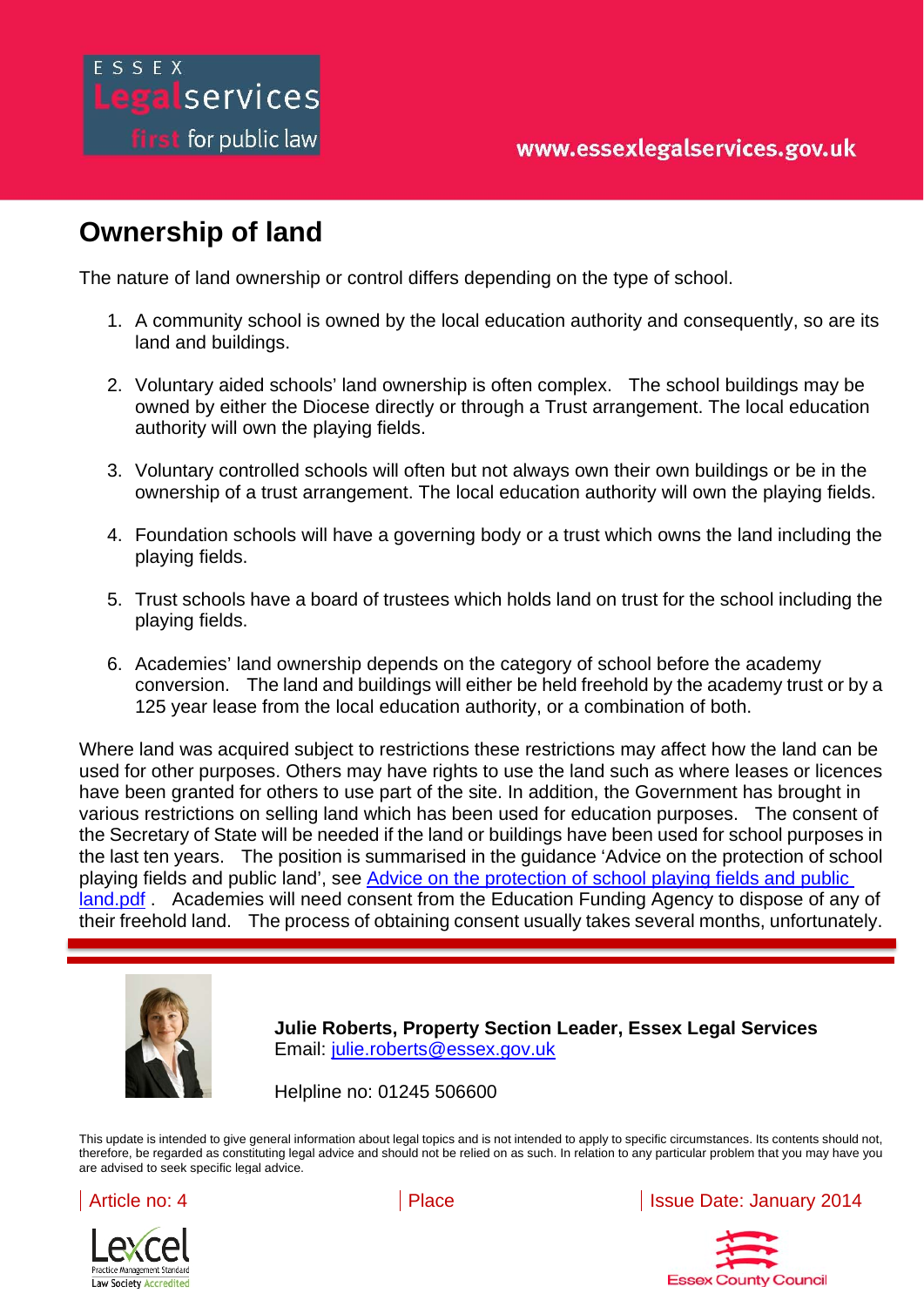## Ownership of land

The nature of land ownership or control differs depending on the type of school.

1. A community school is owned by the local education authority and consequently, so are its land and buildings.

2. Voluntary aided schools' land ownership is often complex. The school buildings may be owned by either the Diocese directly or through a Trust arrangement. The local education authority will own the playing fields.

3. Voluntary controlled schools will often but not always own their own buildings or be in the ownership of a trust arrangement. The local education authority will own the playing fields.

4. Foundation schools will have a governing body or a trust which owns the land including the playing fields.

5. Trust schools have a board of trustees which holds land on trust for the school including the playing fields.

6. Academies' land ownership depends on the category of school before the academy conversion. The land and buildings will either be held freehold by the academy trust or by a 125 year lease from the local education authority, or a combination of both.

Where land was acquired subject to restrictions these restrictions may affect how the land can be used for other purposes. Others may have rights to use the land such as where leases or licences have been granted for others to use part of the site. In addition, the Government has brought in various restrictions on selling land which has been used for education purposes. The consent of the Secretary of State will be needed if the land or buildings have been used for school purposes in the last ten years. The position is summarised in the guidance 'Advice on the protection of school playing fields and public land', see [Advice on the protection of school playing fields and public land.pdf]. Academies will need consent from the Education Funding Agency to dispose of any of their freehold land. The process of obtaining consent usually takes several months, unfortunately.

**Julie Roberts, Property Section Leader, Essex Legal Services**
Email: julie.roberts@essex.gov.uk

Helpline no: 01245 506600

This update is intended to give general information about legal topics and is not intended to apply to specific circumstances. Its contents should not, therefore, be regarded as constituting legal advice and should not be relied on as such. In relation to any particular problem that you may have you are advised to seek specific legal advice.

Article no: 4 | Place | Issue Date: January 2014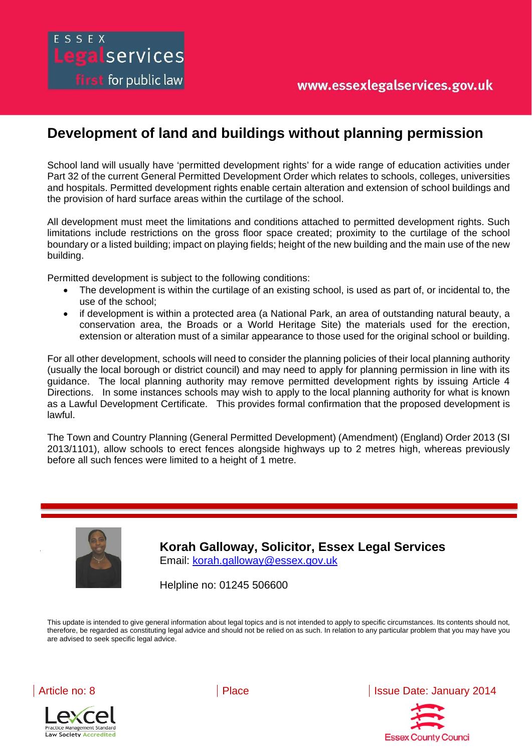# Development of land and buildings without planning permission

School land will usually have 'permitted development rights' for a wide range of education activities under Part 32 of the current General Permitted Development Order which relates to schools, colleges, universities and hospitals. Permitted development rights enable certain alteration and extension of school buildings and the provision of hard surface areas within the curtilage of the school.

All development must meet the limitations and conditions attached to permitted development rights. Such limitations include restrictions on the gross floor space created; proximity to the curtilage of the school boundary or a listed building; impact on playing fields; height of the new building and the main use of the new building.

Permitted development is subject to the following conditions:

- The development is within the curtilage of an existing school, is used as part of, or incidental to, the use of the school;
- if development is within a protected area (a National Park, an area of outstanding natural beauty, a conservation area, the Broads or a World Heritage Site) the materials used for the erection, extension or alteration must of a similar appearance to those used for the original school or building.

For all other development, schools will need to consider the planning policies of their local planning authority (usually the local borough or district council) and may need to apply for planning permission in line with its guidance. The local planning authority may remove permitted development rights by issuing Article 4 Directions. In some instances schools may wish to apply to the local planning authority for what is known as a Lawful Development Certificate. This provides formal confirmation that the proposed development is lawful.

The Town and Country Planning (General Permitted Development) (Amendment) (England) Order 2013 (SI 2013/1101), allow schools to erect fences alongside highways up to 2 metres high, whereas previously before all such fences were limited to a height of 1 metre.

**Korah Galloway, Solicitor, Essex Legal Services**
Email: korah.galloway@essex.gov.uk

Helpline no: 01245 506600

This update is intended to give general information about legal topics and is not intended to apply to specific circumstances. Its contents should not, therefore, be regarded as constituting legal advice and should not be relied on as such. In relation to any particular problem that you may have you are advised to seek specific legal advice.

Article no: 8 | Place | Issue Date: January 2014